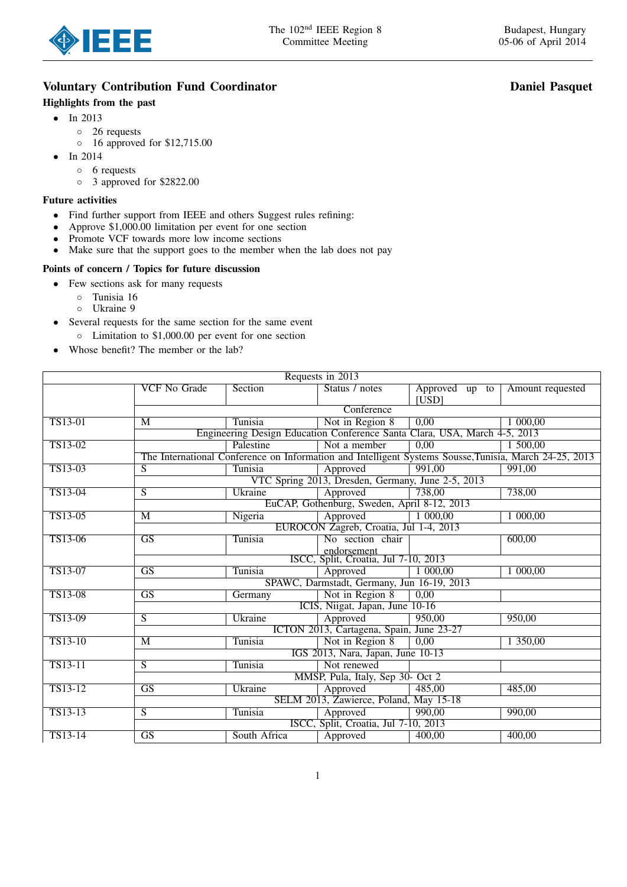## Voluntary Contribution Fund Coordinator **Daniel Pasquet**

### Highlights from the past

- In 2013
  - 26 requests
  - 16 approved for $12,715.00
- In 2014
  - 6 requests
  - 3 approved for $2822.00

### Future activities

- Find further support from IEEE and others Suggest rules refining:
- Approve $1,000.00 limitation per event for one section
- Promote VCF towards more low income sections
- Make sure that the support goes to the member when the lab does not pay

### Points of concern / Topics for future discussion

- Few sections ask for many requests
  - Tunisia 16
  - Ukraine 9
- Several requests for the same section for the same event
  - Limitation to $1,000.00 per event for one section
- Whose benefit? The member or the lab?

| Requests in 2013 | | | | | |
|---|---|---|---|---|---|
| | VCF No Grade | Section | Status / notes | Approved up to [USD] | Amount requested |
| | Conference | | | | |
| TS13-01 | M | Tunisia | Not in Region 8 | 0,00 | 1 000,00 |
| | Engineering Design Education Conference Santa Clara, USA, March 4-5, 2013 | | | | |
| TS13-02 | | Palestine | Not a member | 0,00 | 1 500,00 |
| | The International Conference on Information and Intelligent Systems Sousse,Tunisia, March 24-25, 2013 | | | | |
| TS13-03 | S | Tunisia | Approved | 991,00 | 991,00 |
| | VTC Spring 2013, Dresden, Germany, June 2-5, 2013 | | | | |
| TS13-04 | S | Ukraine | Approved | 738,00 | 738,00 |
| | EuCAP, Gothenburg, Sweden, April 8-12, 2013 | | | | |
| TS13-05 | M | Nigeria | Approved | 1 000,00 | 1 000,00 |
| | EUROCON Zagreb, Croatia, Jul 1-4, 2013 | | | | |
| TS13-06 | GS | Tunisia | No section chair endorsement | | 600,00 |
| | ISCC, Split, Croatia, Jul 7-10, 2013 | | | | |
| TS13-07 | GS | Tunisia | Approved | 1 000,00 | 1 000,00 |
| | SPAWC, Darmstadt, Germany, Jun 16-19, 2013 | | | | |
| TS13-08 | GS | Germany | Not in Region 8 | 0,00 | |
| | ICIS, Niigat, Japan, June 10-16 | | | | |
| TS13-09 | S | Ukraine | Approved | 950,00 | 950,00 |
| | ICTON 2013, Cartagena, Spain, June 23-27 | | | | |
| TS13-10 | M | Tunisia | Not in Region 8 | 0,00 | 1 350,00 |
| | IGS 2013, Nara, Japan, June 10-13 | | | | |
| TS13-11 | S | Tunisia | Not renewed | | |
| | MMSP, Pula, Italy, Sep 30- Oct 2 | | | | |
| TS13-12 | GS | Ukraine | Approved | 485,00 | 485,00 |
| | SELM 2013, Zawierce, Poland, May 15-18 | | | | |
| TS13-13 | S | Tunisia | Approved | 990,00 | 990,00 |
| | ISCC, Split, Croatia, Jul 7-10, 2013 | | | | |
| TS13-14 | GS | South Africa | Approved | 400,00 | 400,00 |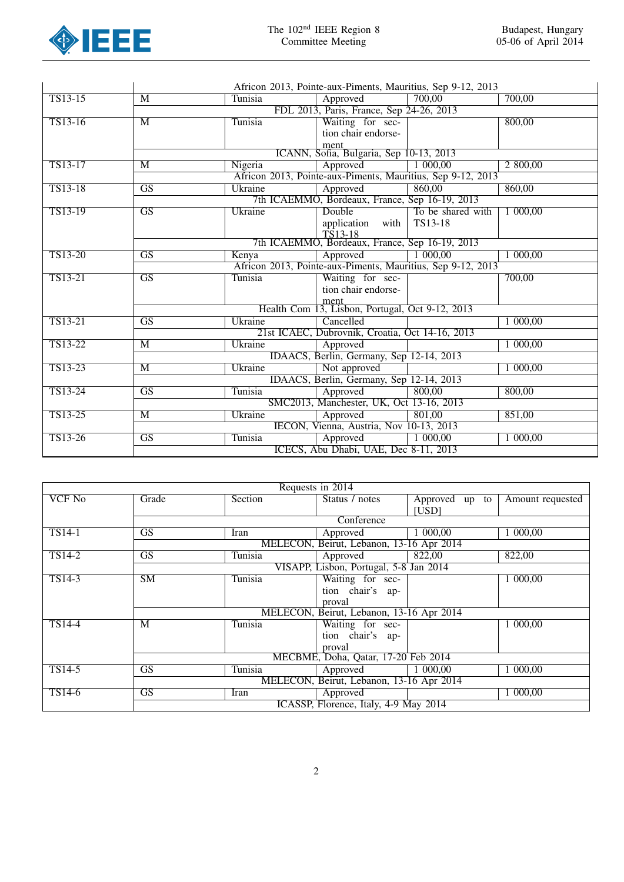| | | | | | |
|---|---|---|---|---|---|
| | Africon 2013, Pointe-aux-Piments, Mauritius, Sep 9-12, 2013 | | | | |
| TS13-15 | M | Tunisia | Approved | 700,00 | 700,00 |
| | FDL 2013, Paris, France, Sep 24-26, 2013 | | | | |
| TS13-16 | M | Tunisia | Waiting for section chair endorsement | | 800,00 |
| | ICANN, Sofia, Bulgaria, Sep 10-13, 2013 | | | | |
| TS13-17 | M | Nigeria | Approved | 1 000,00 | 2 800,00 |
| | Africon 2013, Pointe-aux-Piments, Mauritius, Sep 9-12, 2013 | | | | |
| TS13-18 | GS | Ukraine | Approved | 860,00 | 860,00 |
| | 7th ICAEMMO, Bordeaux, France, Sep 16-19, 2013 | | | | |
| TS13-19 | GS | Ukraine | Double application with TS13-18 | To be shared with TS13-18 | 1 000,00 |
| | 7th ICAEMMO, Bordeaux, France, Sep 16-19, 2013 | | | | |
| TS13-20 | GS | Kenya | Approved | 1 000,00 | 1 000,00 |
| | Africon 2013, Pointe-aux-Piments, Mauritius, Sep 9-12, 2013 | | | | |
| TS13-21 | GS | Tunisia | Waiting for section chair endorsement | | 700,00 |
| | Health Com 13, Lisbon, Portugal, Oct 9-12, 2013 | | | | |
| TS13-21 | GS | Ukraine | Cancelled | | 1 000,00 |
| | 21st ICAEC, Dubrovnik, Croatia, Oct 14-16, 2013 | | | | |
| TS13-22 | M | Ukraine | Approved | | 1 000,00 |
| | IDAACS, Berlin, Germany, Sep 12-14, 2013 | | | | |
| TS13-23 | M | Ukraine | Not approved | | 1 000,00 |
| | IDAACS, Berlin, Germany, Sep 12-14, 2013 | | | | |
| TS13-24 | GS | Tunisia | Approved | 800,00 | 800,00 |
| | SMC2013, Manchester, UK, Oct 13-16, 2013 | | | | |
| TS13-25 | M | Ukraine | Approved | 801,00 | 851,00 |
| | IECON, Vienna, Austria, Nov 10-13, 2013 | | | | |
| TS13-26 | GS | Tunisia | Approved | 1 000,00 | 1 000,00 |
| | ICECS, Abu Dhabi, UAE, Dec 8-11, 2013 | | | | |

| Requests in 2014 | | | | | |
|---|---|---|---|---|---|
| VCF No | Grade | Section | Status / notes | Approved up to [USD] | Amount requested |
| | Conference | | | | |
| TS14-1 | GS | Iran | Approved | 1 000,00 | 1 000,00 |
| | MELECON, Beirut, Lebanon, 13-16 Apr 2014 | | | | |
| TS14-2 | GS | Tunisia | Approved | 822,00 | 822,00 |
| | VISAPP, Lisbon, Portugal, 5-8 Jan 2014 | | | | |
| TS14-3 | SM | Tunisia | Waiting for section chair's approval | | 1 000,00 |
| | MELECON, Beirut, Lebanon, 13-16 Apr 2014 | | | | |
| TS14-4 | M | Tunisia | Waiting for section chair's approval | | 1 000,00 |
| | MECBME, Doha, Qatar, 17-20 Feb 2014 | | | | |
| TS14-5 | GS | Tunisia | Approved | 1 000,00 | 1 000,00 |
| | MELECON, Beirut, Lebanon, 13-16 Apr 2014 | | | | |
| TS14-6 | GS | Iran | Approved | | 1 000,00 |
| | ICASSP, Florence, Italy, 4-9 May 2014 | | | | |